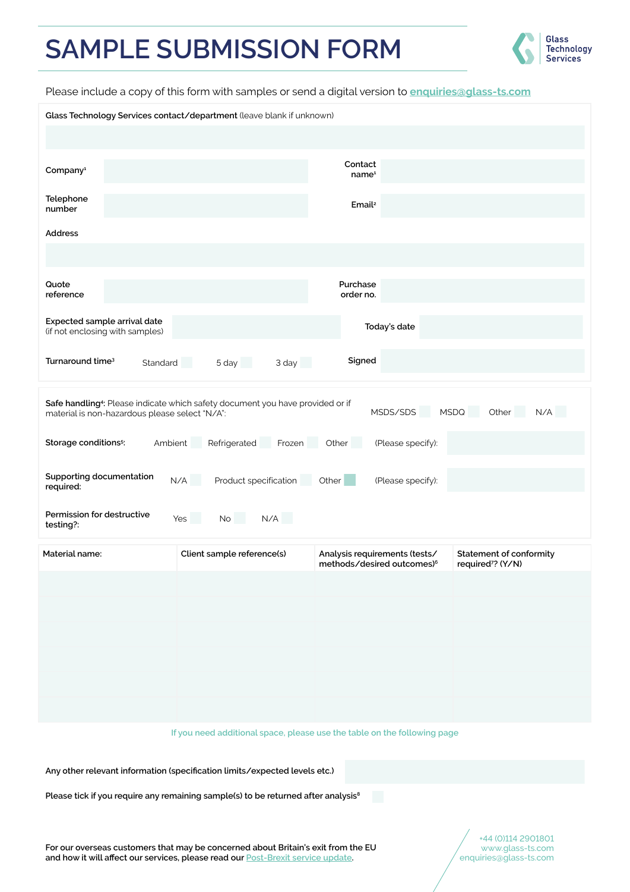# SAMPLE SUBMISSION FORM

Glass Technology Services

Please include a copy of this form with samples or send a digital version to enquiries@glass-ts.com

**Glass Technology Services contact/department** (leave blank if unknown)

**Company**[1]

**Contact name**[1]

**Telephone number**

**Email**[2]

**Address**

**Quote reference**

**Purchase order no.**

**Expected sample arrival date** (if not enclosing with samples)

**Today's date**

**Turnaround time**[3] Standard 5 day 3 day

**Signed**

**Safe handling**[4]: Please indicate which safety document you have provided or if material is non-hazardous please select "N/A": MSDS/SDS MSDQ Other N/A

**Storage conditions**[5]: Ambient Refrigerated Frozen Other (Please specify):

**Supporting documentation required:** N/A Product specification Other (Please specify):

**Permission for destructive testing?:** Yes No N/A

| Material name: | Client sample reference(s) | Analysis requirements (tests/ methods/desired outcomes)[6] | Statement of conformity required?[7]? (Y/N) |
|---|---|---|---|
| | | | |

If you need additional space, please use the table on the following page

Any other relevant information (specification limits/expected levels etc.)

Please tick if you require any remaining sample(s) to be returned after analysis[8]

For our overseas customers that may be concerned about Britain's exit from the EU and how it will affect our services, please read our Post-Brexit service update.

+44 (0)114 2901801
www.glass-ts.com
enquiries@glass-ts.com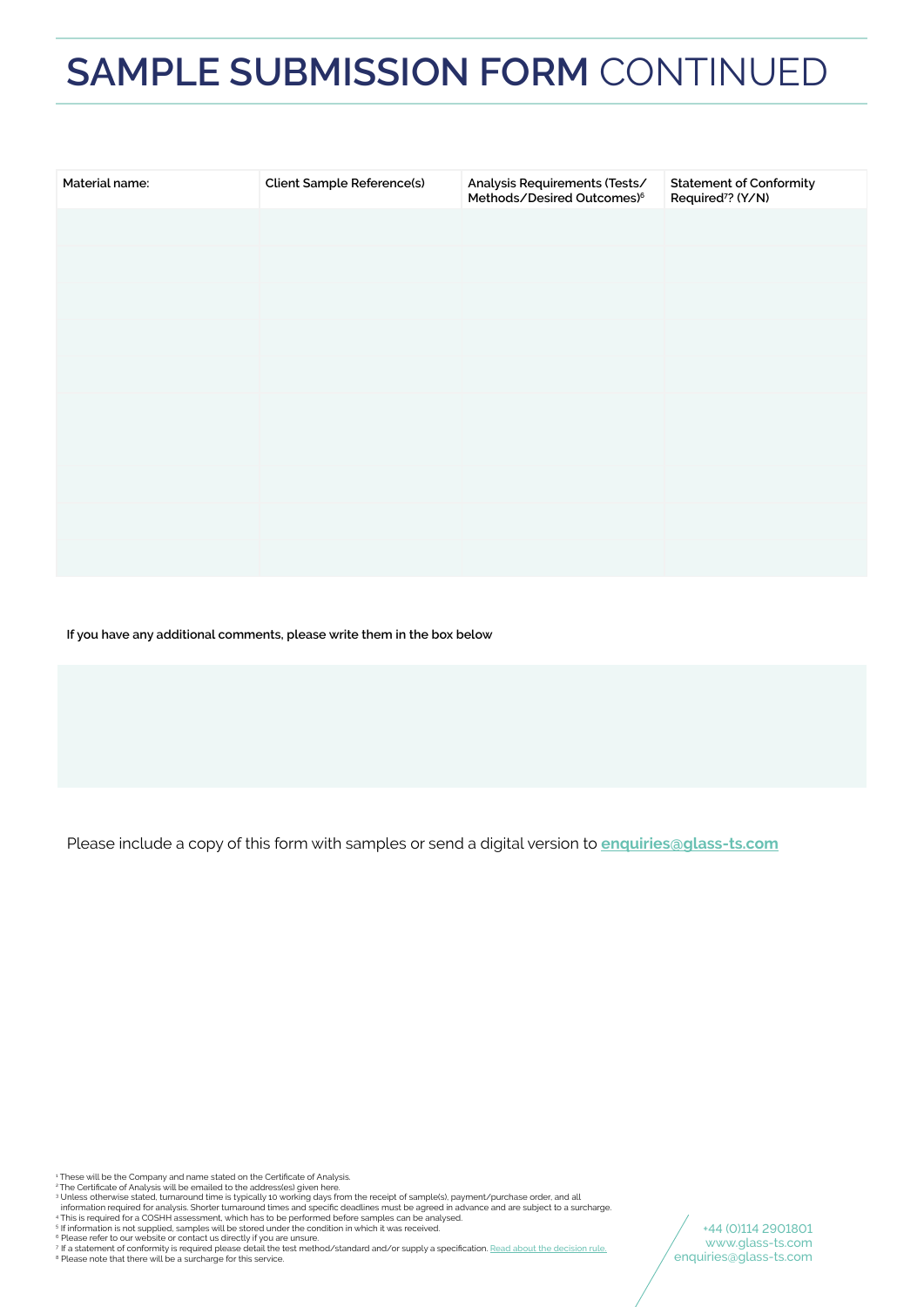# SAMPLE SUBMISSION FORM CONTINUED

| Material name: | Client Sample Reference(s) | Analysis Requirements (Tests/ Methods/Desired Outcomes)[6] | Statement of Conformity Required[7]? (Y/N) |
|---|---|---|---|
| | | | |
| | | | |
| | | | |
| | | | |
| | | | |
| | | | |
| | | | |
| | | | |
| | | | |

**If you have any additional comments, please write them in the box below**

Please include a copy of this form with samples or send a digital version to **enquiries@glass-ts.com**

[1] These will be the Company and name stated on the Certificate of Analysis.
[2] The Certificate of Analysis will be emailed to the address(es) given here.
[3] Unless otherwise stated, turnaround time is typically 10 working days from the receipt of sample(s), payment/purchase order, and all information required for analysis. Shorter turnaround times and specific deadlines must be agreed in advance and are subject to a surcharge.
[4] This is required for a COSHH assessment, which has to be performed before samples can be analysed.
[5] If information is not supplied, samples will be stored under the condition in which it was received.
[6] Please refer to our website or contact us directly if you are unsure.
[7] If a statement of conformity is required please detail the test method/standard and/or supply a specification. Read about the decision rule.
[8] Please note that there will be a surcharge for this service.

+44 (0)114 2901801
www.glass-ts.com
enquiries@glass-ts.com